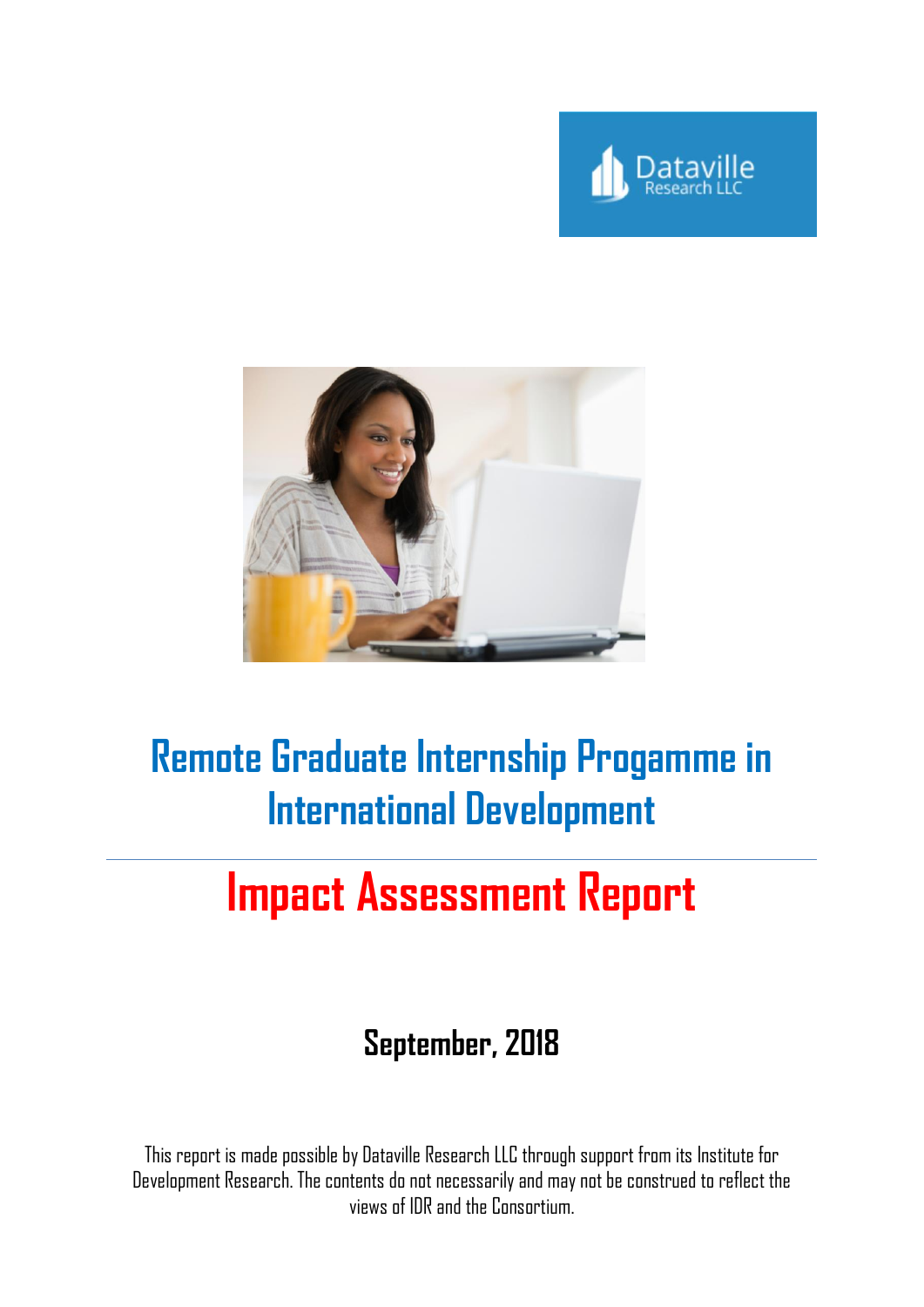Dataville Research LLC

# Remote Graduate Internship Progamme in International Development

# Impact Assessment Report

**September, 2018**

This report is made possible by Dataville Research LLC through support from its Institute for Development Research. The contents do not necessarily and may not be construed to reflect the views of IDR and the Consortium.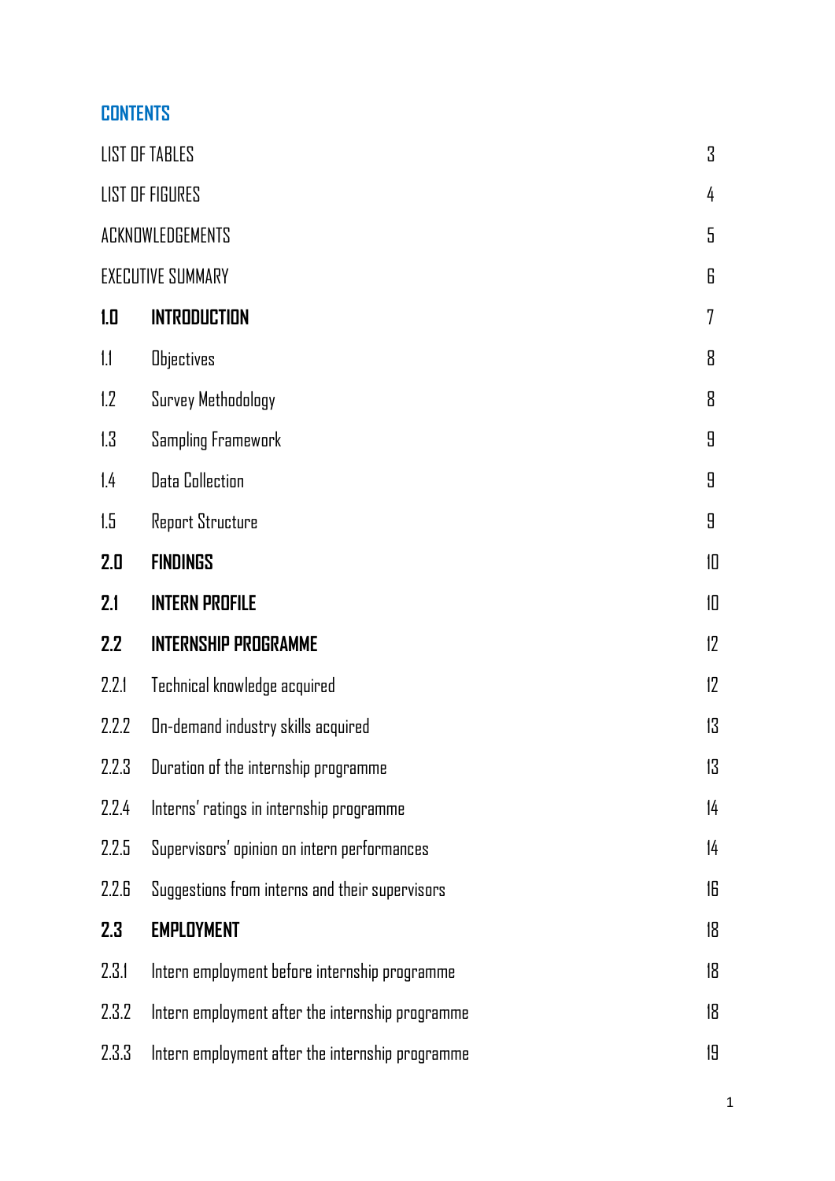## CONTENTS

| | | |
|---|---|---|
| LIST OF TABLES | | 3 |
| LIST OF FIGURES | | 4 |
| ACKNOWLEDGEMENTS | | 5 |
| EXECUTIVE SUMMARY | | 6 |
| **1.0** | **INTRODUCTION** | 7 |
| 1.1 | Objectives | 8 |
| 1.2 | Survey Methodology | 8 |
| 1.3 | Sampling Framework | 9 |
| 1.4 | Data Collection | 9 |
| 1.5 | Report Structure | 9 |
| **2.0** | **FINDINGS** | 10 |
| **2.1** | **INTERN PROFILE** | 10 |
| **2.2** | **INTERNSHIP PROGRAMME** | 12 |
| 2.2.1 | Technical knowledge acquired | 12 |
| 2.2.2 | On-demand industry skills acquired | 13 |
| 2.2.3 | Duration of the internship programme | 13 |
| 2.2.4 | Interns' ratings in internship programme | 14 |
| 2.2.5 | Supervisors' opinion on intern performances | 14 |
| 2.2.6 | Suggestions from interns and their supervisors | 16 |
| **2.3** | **EMPLOYMENT** | 18 |
| 2.3.1 | Intern employment before internship programme | 18 |
| 2.3.2 | Intern employment after the internship programme | 18 |
| 2.3.3 | Intern employment after the internship programme | 19 |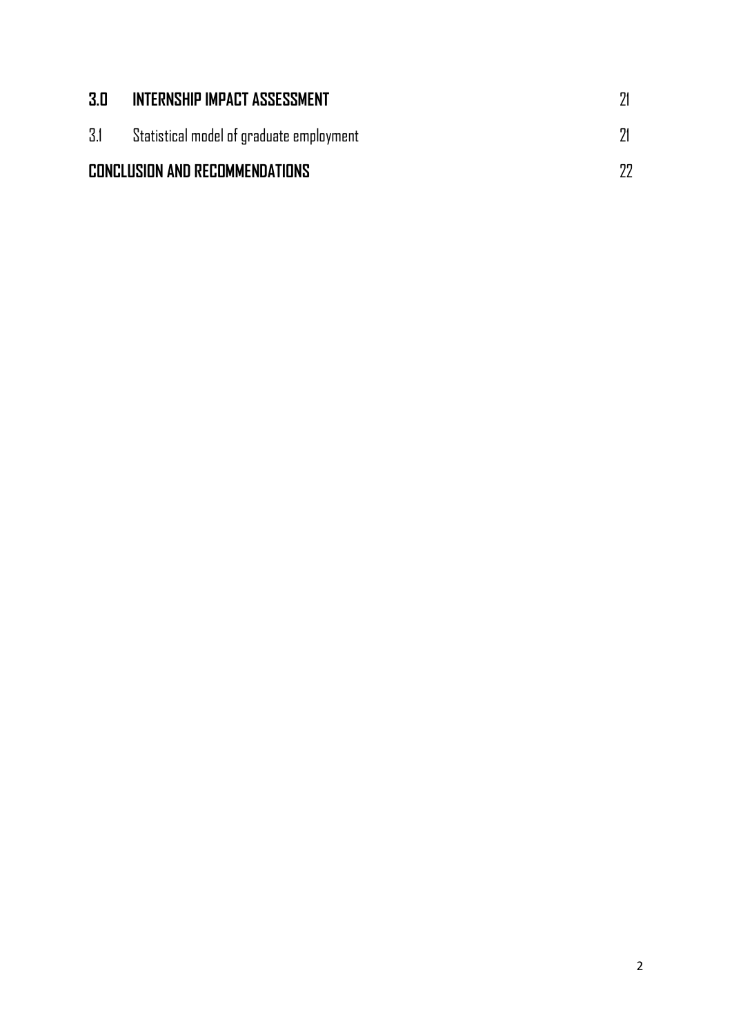| | | |
|---|---|---|
| **3.0** | **INTERNSHIP IMPACT ASSESSMENT** | 21 |
| 3.1 | Statistical model of graduate employment | 21 |
| **CONCLUSION AND RECOMMENDATIONS** | | 22 |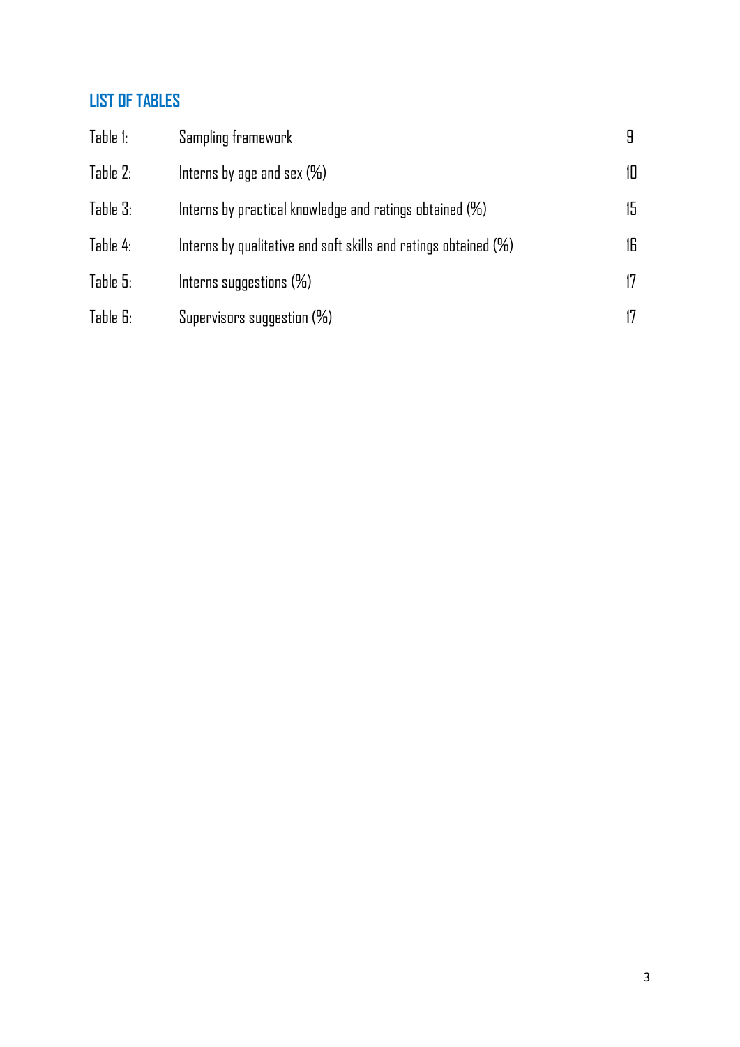## LIST OF TABLES

| | | |
|---|---|---|
| Table 1: | Sampling framework | 9 |
| Table 2: | Interns by age and sex (%) | 10 |
| Table 3: | Interns by practical knowledge and ratings obtained (%) | 15 |
| Table 4: | Interns by qualitative and soft skills and ratings obtained (%) | 16 |
| Table 5: | Interns suggestions (%) | 17 |
| Table 6: | Supervisors suggestion (%) | 17 |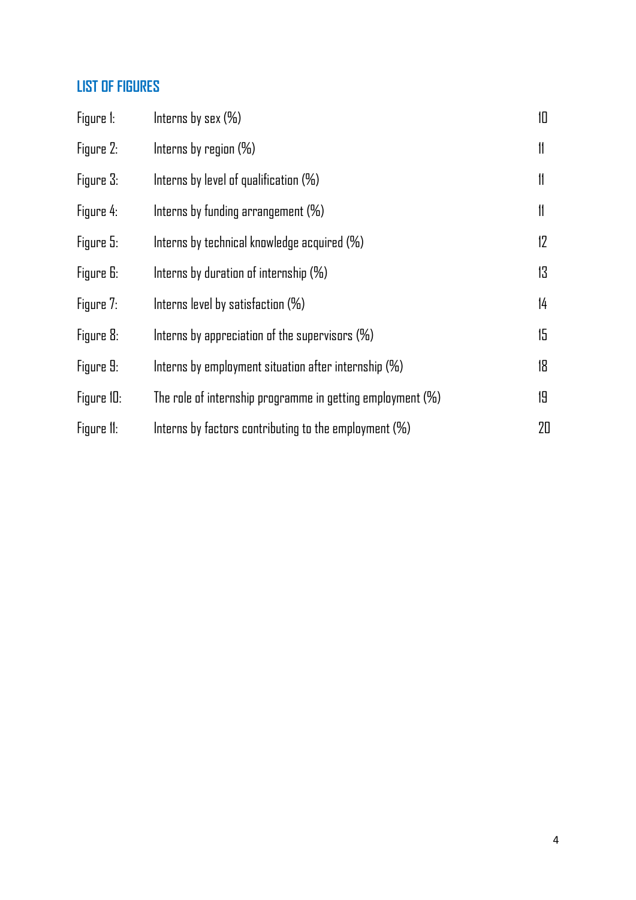## LIST OF FIGURES

| | | |
|---|---|---|
| Figure 1: | Interns by sex (%) | 10 |
| Figure 2: | Interns by region (%) | 11 |
| Figure 3: | Interns by level of qualification (%) | 11 |
| Figure 4: | Interns by funding arrangement (%) | 11 |
| Figure 5: | Interns by technical knowledge acquired (%) | 12 |
| Figure 6: | Interns by duration of internship (%) | 13 |
| Figure 7: | Interns level by satisfaction (%) | 14 |
| Figure 8: | Interns by appreciation of the supervisors (%) | 15 |
| Figure 9: | Interns by employment situation after internship (%) | 18 |
| Figure 10: | The role of internship programme in getting employment (%) | 19 |
| Figure 11: | Interns by factors contributing to the employment (%) | 20 |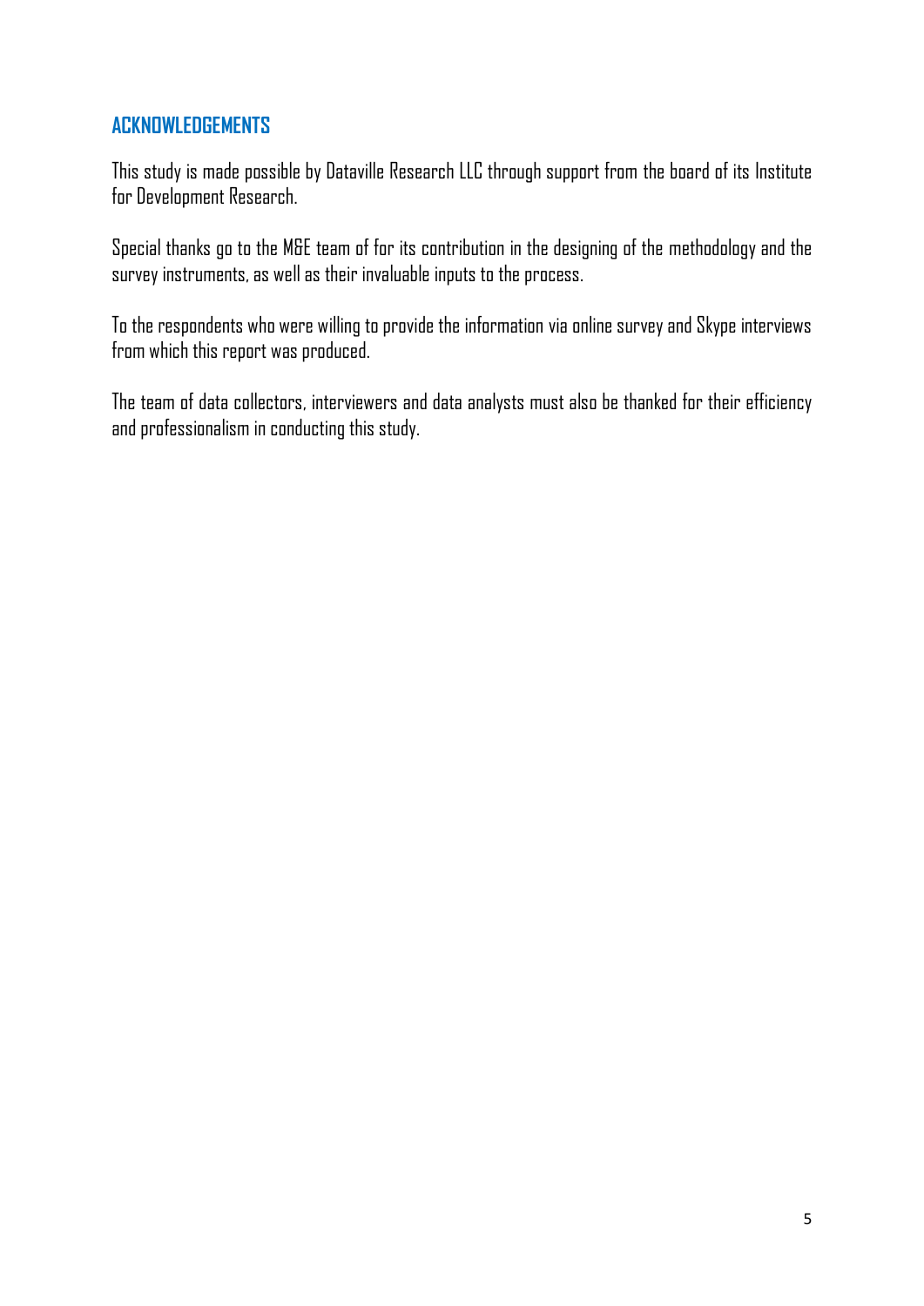## ACKNOWLEDGEMENTS

This study is made possible by Dataville Research LLC through support from the board of its Institute for Development Research.

Special thanks go to the M&E team of for its contribution in the designing of the methodology and the survey instruments, as well as their invaluable inputs to the process.

To the respondents who were willing to provide the information via online survey and Skype interviews from which this report was produced.

The team of data collectors, interviewers and data analysts must also be thanked for their efficiency and professionalism in conducting this study.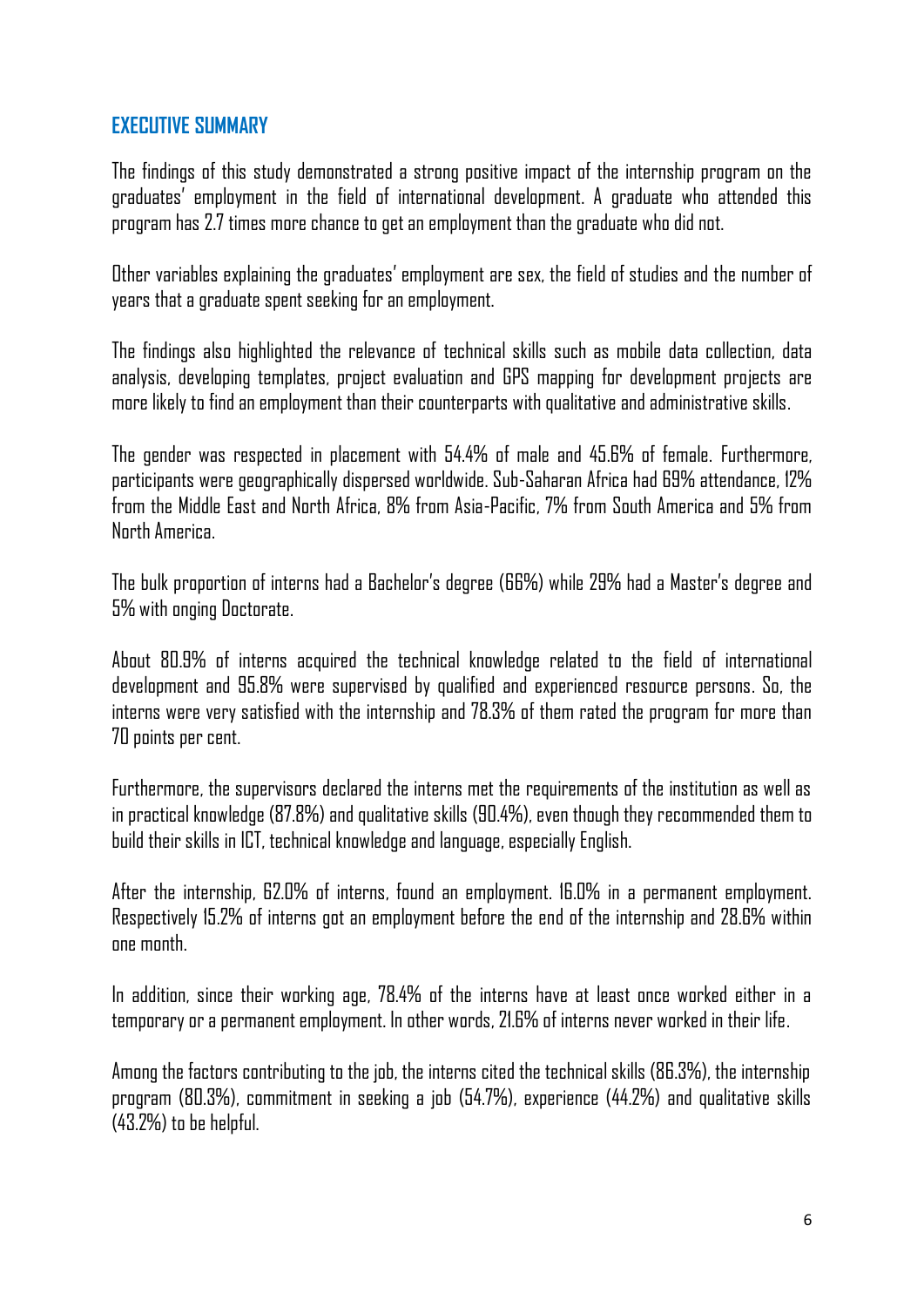## EXECUTIVE SUMMARY

The findings of this study demonstrated a strong positive impact of the internship program on the graduates' employment in the field of international development. A graduate who attended this program has 2.7 times more chance to get an employment than the graduate who did not.

Other variables explaining the graduates' employment are sex, the field of studies and the number of years that a graduate spent seeking for an employment.

The findings also highlighted the relevance of technical skills such as mobile data collection, data analysis, developing templates, project evaluation and GPS mapping for development projects are more likely to find an employment than their counterparts with qualitative and administrative skills.

The gender was respected in placement with 54.4% of male and 45.6% of female. Furthermore, participants were geographically dispersed worldwide. Sub-Saharan Africa had 69% attendance, 12% from the Middle East and North Africa, 8% from Asia-Pacific, 7% from South America and 5% from North America.

The bulk proportion of interns had a Bachelor's degree (66%) while 29% had a Master's degree and 5% with onging Doctorate.

About 80.9% of interns acquired the technical knowledge related to the field of international development and 95.8% were supervised by qualified and experienced resource persons. So, the interns were very satisfied with the internship and 78.3% of them rated the program for more than 70 points per cent.

Furthermore, the supervisors declared the interns met the requirements of the institution as well as in practical knowledge (87.8%) and qualitative skills (90.4%), even though they recommended them to build their skills in ICT, technical knowledge and language, especially English.

After the internship, 62.0% of interns, found an employment. 16.0% in a permanent employment. Respectively 15.2% of interns got an employment before the end of the internship and 28.6% within one month.

In addition, since their working age, 78.4% of the interns have at least once worked either in a temporary or a permanent employment. In other words, 21.6% of interns never worked in their life.

Among the factors contributing to the job, the interns cited the technical skills (86.3%), the internship program (80.3%), commitment in seeking a job (54.7%), experience (44.2%) and qualitative skills (43.2%) to be helpful.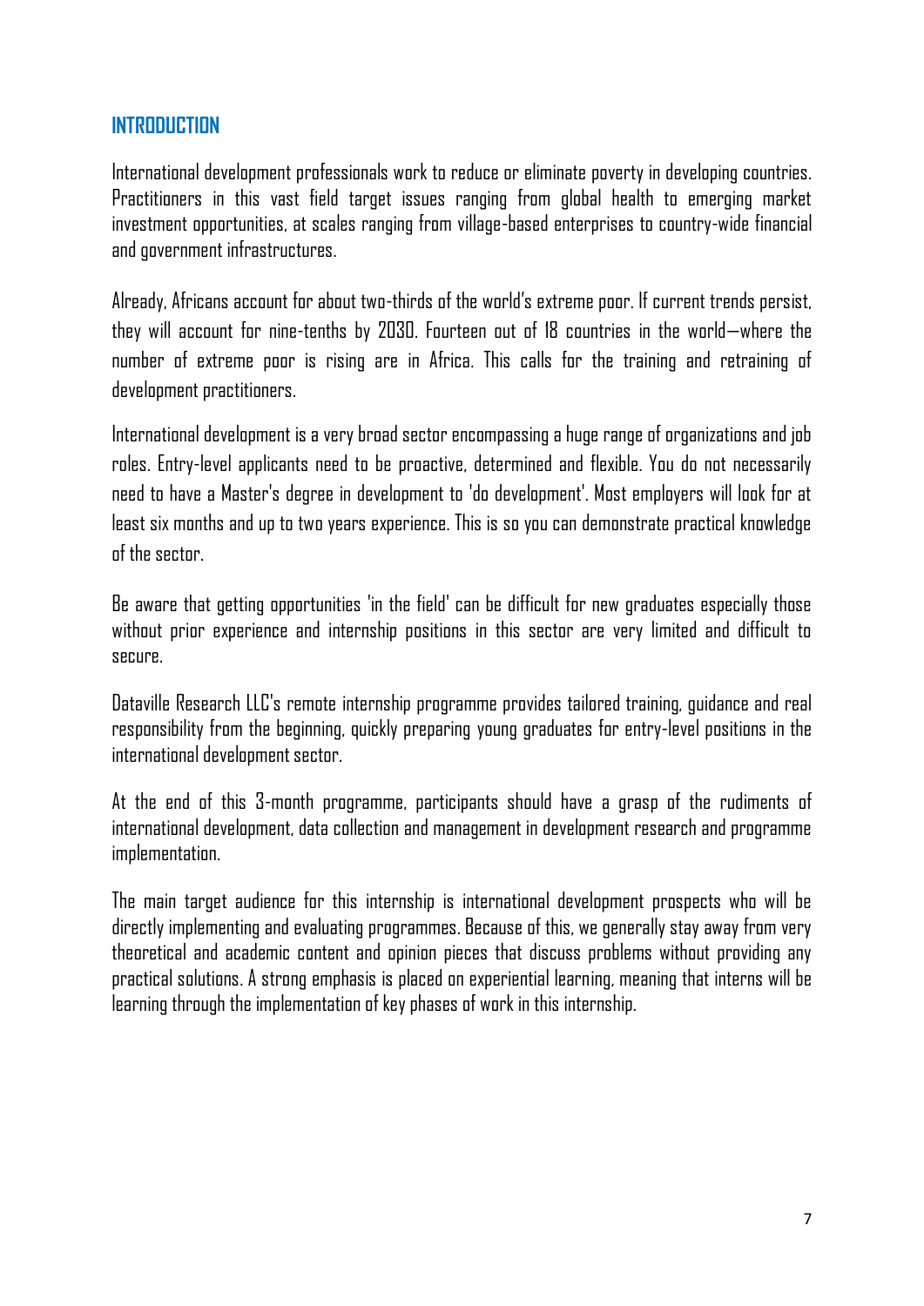## INTRODUCTION

International development professionals work to reduce or eliminate poverty in developing countries. Practitioners in this vast field target issues ranging from global health to emerging market investment opportunities, at scales ranging from village-based enterprises to country-wide financial and government infrastructures.

Already, Africans account for about two-thirds of the world's extreme poor. If current trends persist, they will account for nine-tenths by 2030. Fourteen out of 18 countries in the world—where the number of extreme poor is rising are in Africa. This calls for the training and retraining of development practitioners.

International development is a very broad sector encompassing a huge range of organizations and job roles. Entry-level applicants need to be proactive, determined and flexible. You do not necessarily need to have a Master's degree in development to 'do development'. Most employers will look for at least six months and up to two years experience. This is so you can demonstrate practical knowledge of the sector.

Be aware that getting opportunities 'in the field' can be difficult for new graduates especially those without prior experience and internship positions in this sector are very limited and difficult to secure.

Dataville Research LLC's remote internship programme provides tailored training, guidance and real responsibility from the beginning, quickly preparing young graduates for entry-level positions in the international development sector.

At the end of this 3-month programme, participants should have a grasp of the rudiments of international development, data collection and management in development research and programme implementation.

The main target audience for this internship is international development prospects who will be directly implementing and evaluating programmes. Because of this, we generally stay away from very theoretical and academic content and opinion pieces that discuss problems without providing any practical solutions. A strong emphasis is placed on experiential learning, meaning that interns will be learning through the implementation of key phases of work in this internship.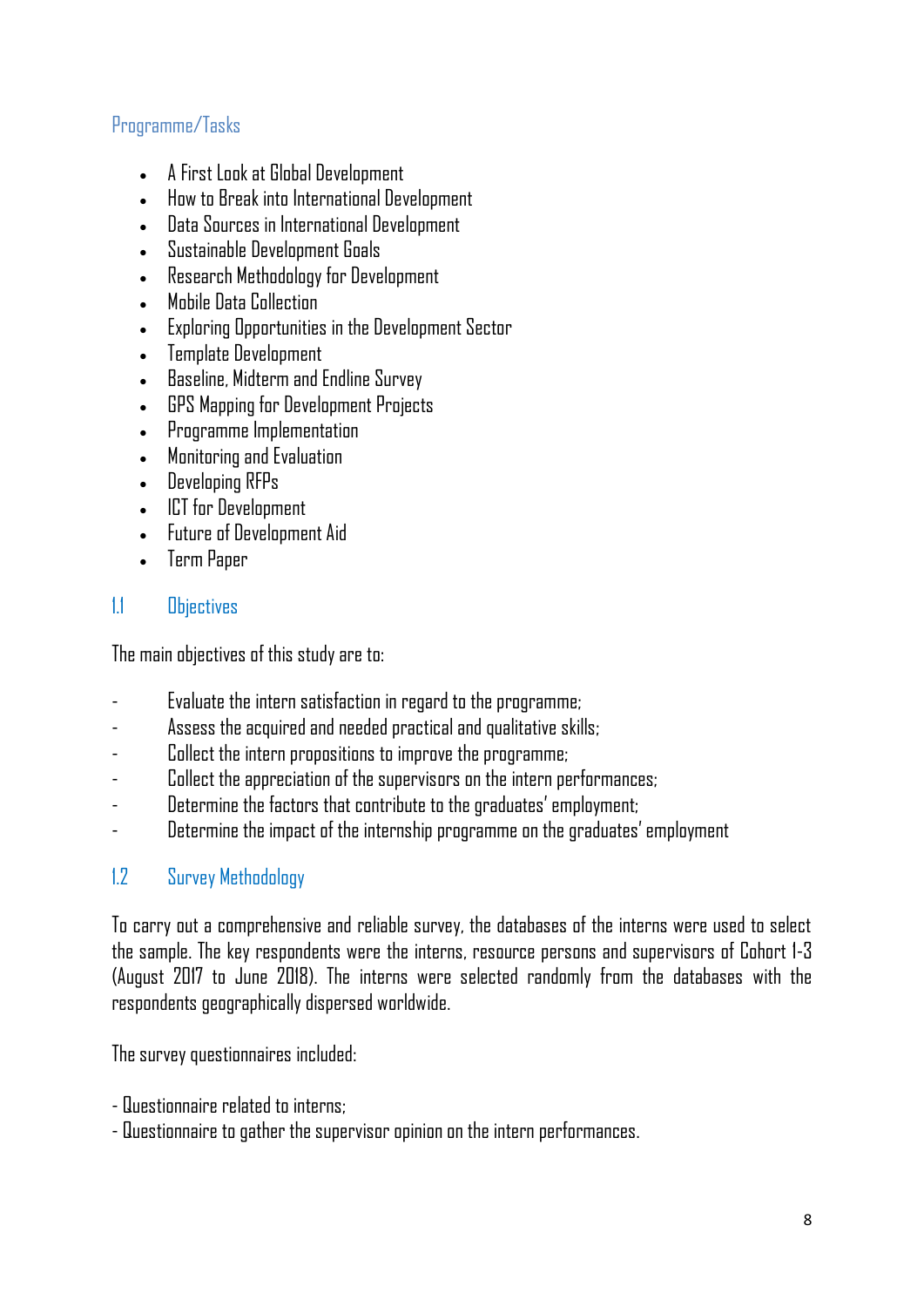### Programme/Tasks

- A First Look at Global Development
- How to Break into International Development
- Data Sources in International Development
- Sustainable Development Goals
- Research Methodology for Development
- Mobile Data Collection
- Exploring Opportunities in the Development Sector
- Template Development
- Baseline, Midterm and Endline Survey
- GPS Mapping for Development Projects
- Programme Implementation
- Monitoring and Evaluation
- Developing RFPs
- ICT for Development
- Future of Development Aid
- Term Paper

## 1.1 Objectives

The main objectives of this study are to:

- Evaluate the intern satisfaction in regard to the programme;
- Assess the acquired and needed practical and qualitative skills;
- Collect the intern propositions to improve the programme;
- Collect the appreciation of the supervisors on the intern performances;
- Determine the factors that contribute to the graduates' employment;
- Determine the impact of the internship programme on the graduates' employment

## 1.2 Survey Methodology

To carry out a comprehensive and reliable survey, the databases of the interns were used to select the sample. The key respondents were the interns, resource persons and supervisors of Cohort 1-3 (August 2017 to June 2018). The interns were selected randomly from the databases with the respondents geographically dispersed worldwide.

The survey questionnaires included:

- Questionnaire related to interns;
- Questionnaire to gather the supervisor opinion on the intern performances.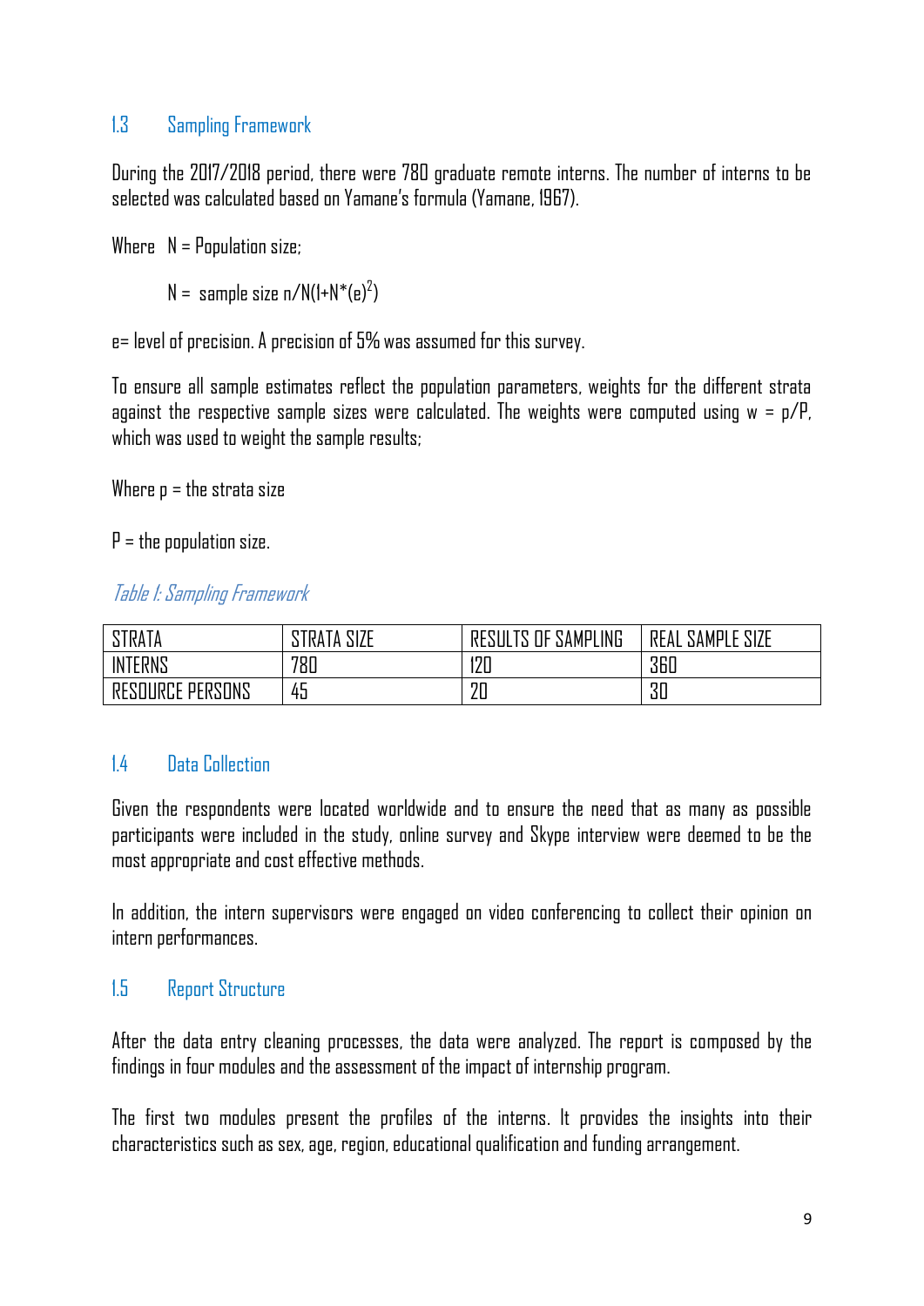## 1.3 Sampling Framework

During the 2017/2018 period, there were 780 graduate remote interns. The number of interns to be selected was calculated based on Yamane's formula (Yamane, 1967).

Where $N$ = Population size;

$N$ = sample size $n/N(1+N^*(e)^2)$

e= level of precision. A precision of 5% was assumed for this survey.

To ensure all sample estimates reflect the population parameters, weights for the different strata against the respective sample sizes were calculated. The weights were computed using $w = p/P$, which was used to weight the sample results;

Where $p$ = the strata size

$P$ = the population size.

*Table 1: Sampling Framework*

| STRATA | STRATA SIZE | RESULTS OF SAMPLING | REAL SAMPLE SIZE |
|---|---|---|---|
| INTERNS | 780 | 120 | 360 |
| RESOURCE PERSONS | 45 | 20 | 30 |

## 1.4 Data Collection

Given the respondents were located worldwide and to ensure the need that as many as possible participants were included in the study, online survey and Skype interview were deemed to be the most appropriate and cost effective methods.

In addition, the intern supervisors were engaged on video conferencing to collect their opinion on intern performances.

## 1.5 Report Structure

After the data entry cleaning processes, the data were analyzed. The report is composed by the findings in four modules and the assessment of the impact of internship program.

The first two modules present the profiles of the interns. It provides the insights into their characteristics such as sex, age, region, educational qualification and funding arrangement.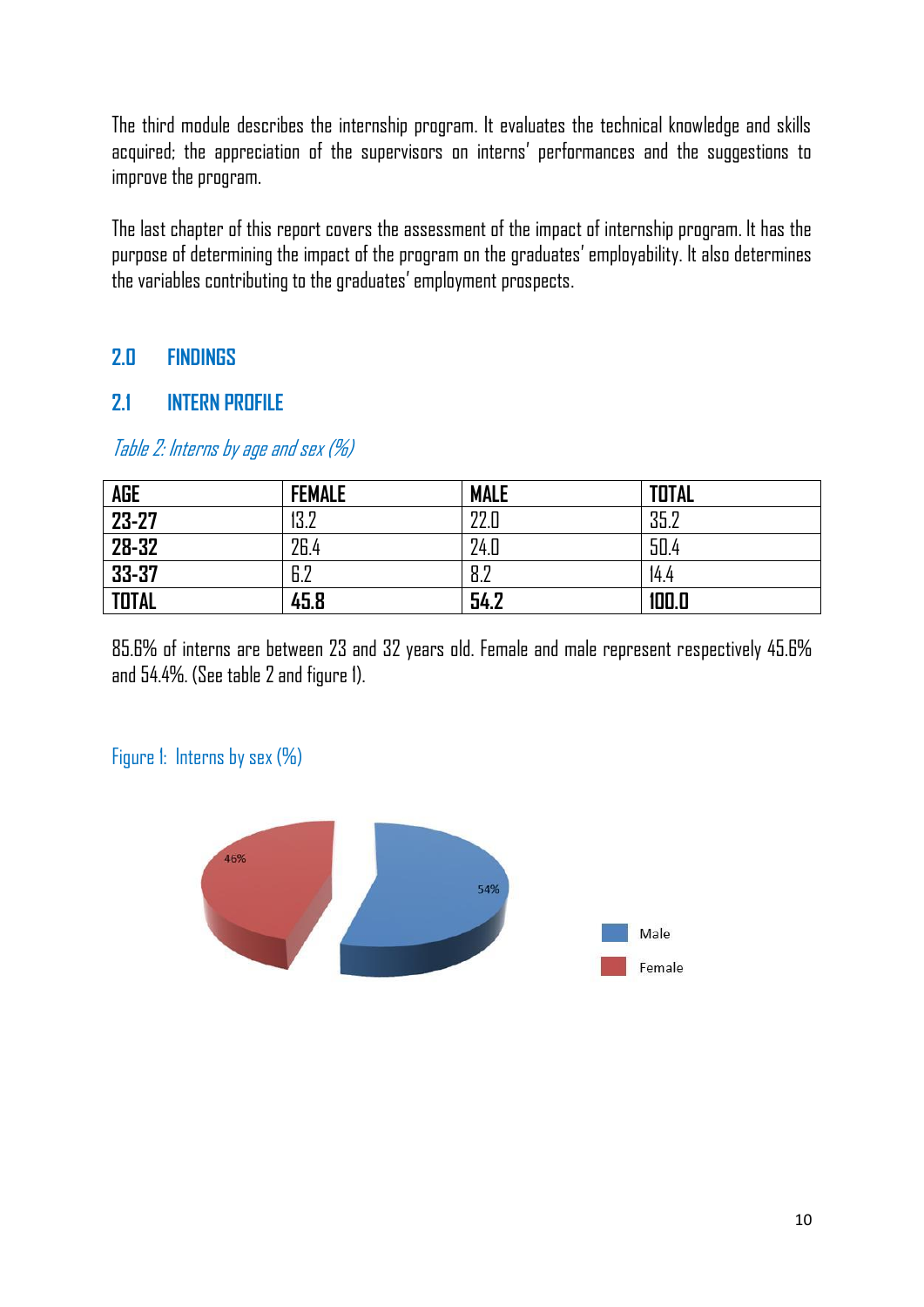The third module describes the internship program. It evaluates the technical knowledge and skills acquired; the appreciation of the supervisors on interns' performances and the suggestions to improve the program.

The last chapter of this report covers the assessment of the impact of internship program. It has the purpose of determining the impact of the program on the graduates' employability. It also determines the variables contributing to the graduates' employment prospects.

# 2.0 FINDINGS

## 2.1 INTERN PROFILE

*Table 2: Interns by age and sex (%)*

| AGE | FEMALE | MALE | TOTAL |
|---|---|---|---|
| **23-27** | 13.2 | 22.0 | 35.2 |
| **28-32** | 26.4 | 24.0 | 50.4 |
| **33-37** | 6.2 | 8.2 | 14.4 |
| **TOTAL** | **45.8** | **54.2** | **100.0** |

85.6% of interns are between 23 and 32 years old. Female and male represent respectively 45.6% and 54.4%. (See table 2 and figure 1).

Figure 1: Interns by sex (%)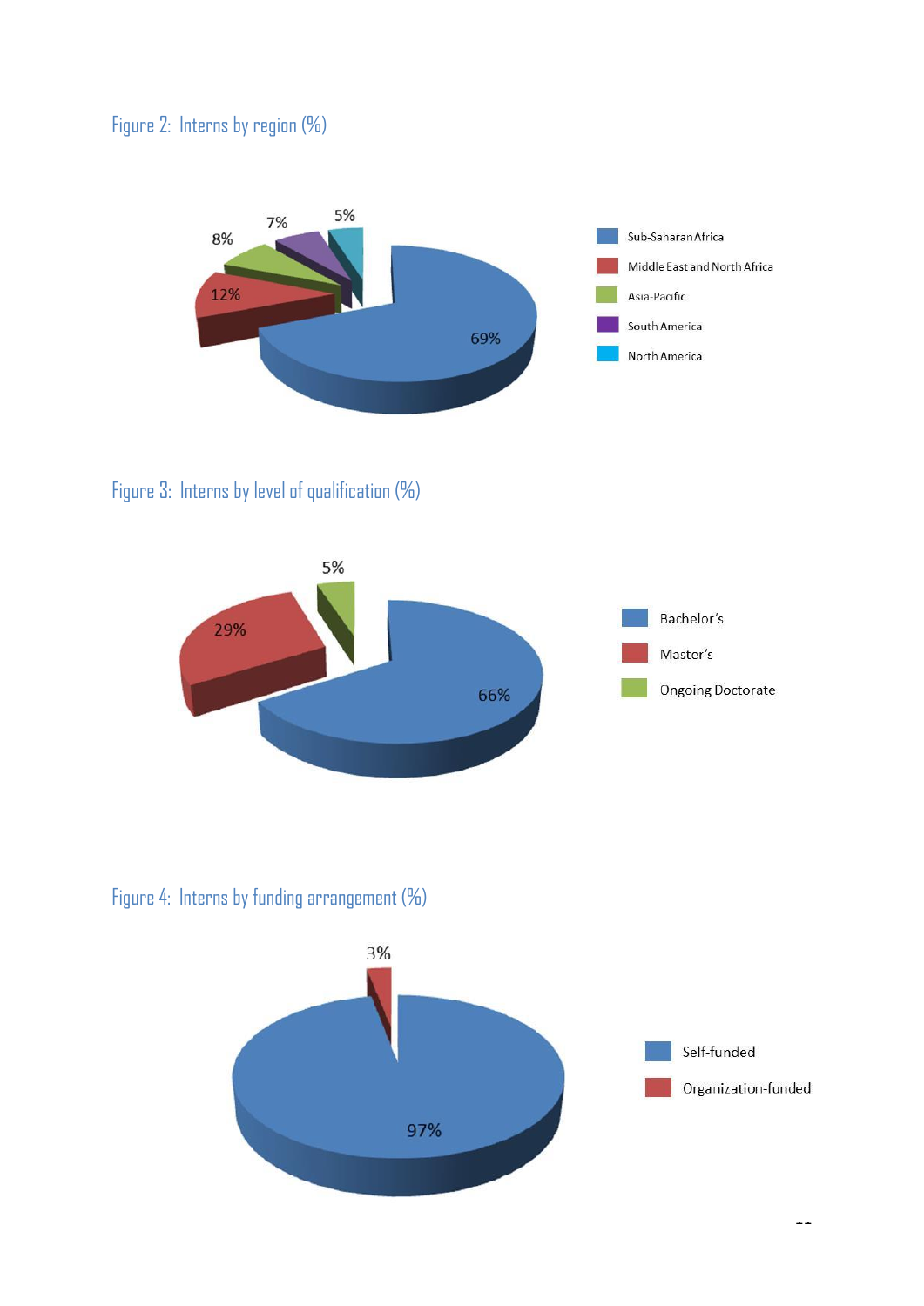Figure 2: Interns by region (%)

| Region | % |
| --- | --- |
| Sub-Saharan Africa | 69% |
| Middle East and North Africa | 12% |
| Asia-Pacific | 8% |
| South America | 7% |
| North America | 5% |

Figure 3: Interns by level of qualification (%)

| Level of qualification | % |
| --- | --- |
| Bachelor's | 66% |
| Master's | 29% |
| Ongoing Doctorate | 5% |

Figure 4: Interns by funding arrangement (%)

| Funding arrangement | % |
| --- | --- |
| Self-funded | 97% |
| Organization-funded | 3% |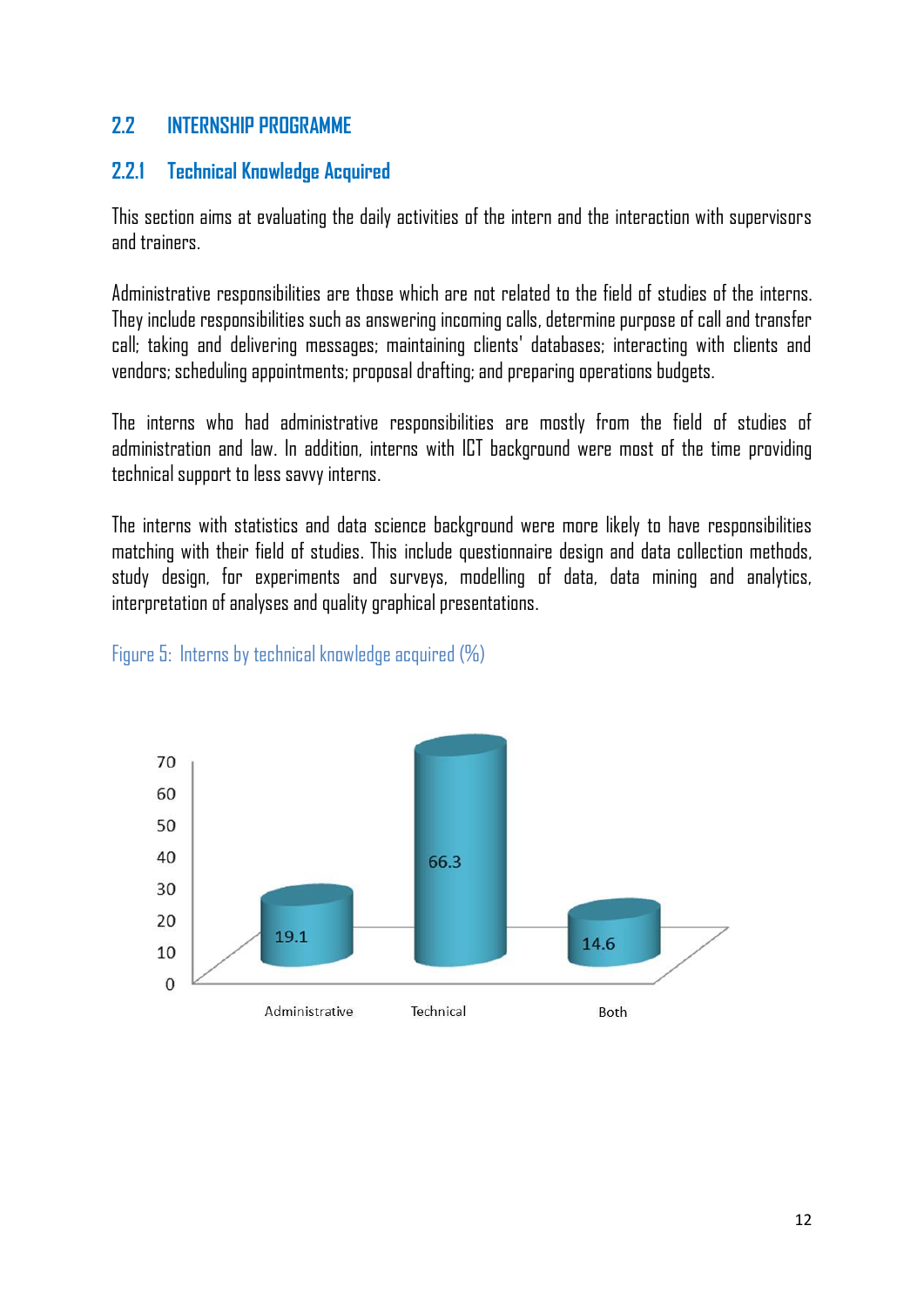## 2.2 INTERNSHIP PROGRAMME

### 2.2.1 Technical Knowledge Acquired

This section aims at evaluating the daily activities of the intern and the interaction with supervisors and trainers.

Administrative responsibilities are those which are not related to the field of studies of the interns. They include responsibilities such as answering incoming calls, determine purpose of call and transfer call; taking and delivering messages; maintaining clients' databases; interacting with clients and vendors; scheduling appointments; proposal drafting; and preparing operations budgets.

The interns who had administrative responsibilities are mostly from the field of studies of administration and law. In addition, interns with ICT background were most of the time providing technical support to less savvy interns.

The interns with statistics and data science background were more likely to have responsibilities matching with their field of studies. This include questionnaire design and data collection methods, study design, for experiments and surveys, modelling of data, data mining and analytics, interpretation of analyses and quality graphical presentations.

Figure 5: Interns by technical knowledge acquired (%)

| Administrative | Technical | Both |
|---|---|---|
| 19.1 | 66.3 | 14.6 |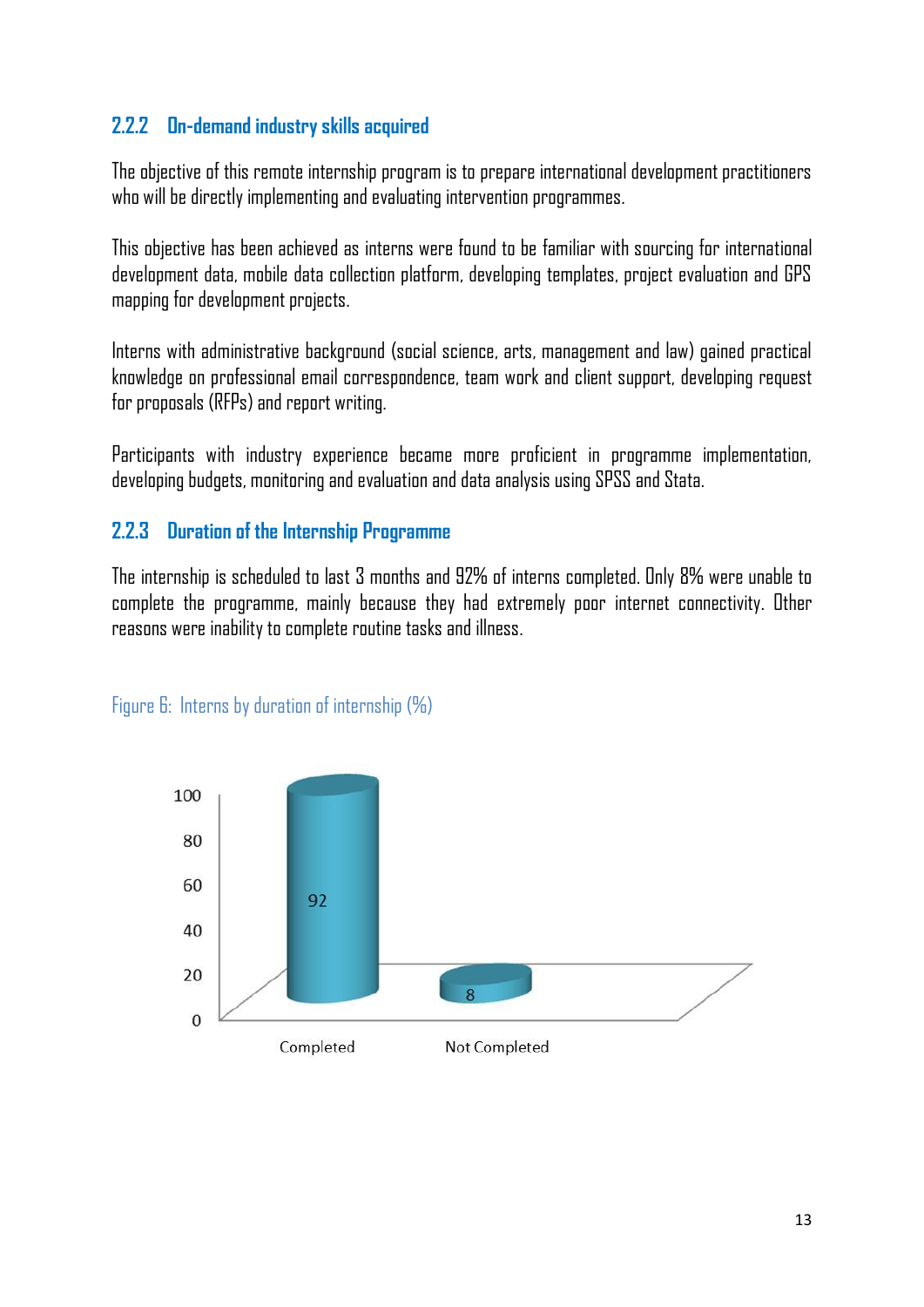### 2.2.2 On-demand industry skills acquired

The objective of this remote internship program is to prepare international development practitioners who will be directly implementing and evaluating intervention programmes.

This objective has been achieved as interns were found to be familiar with sourcing for international development data, mobile data collection platform, developing templates, project evaluation and GPS mapping for development projects.

Interns with administrative background (social science, arts, management and law) gained practical knowledge on professional email correspondence, team work and client support, developing request for proposals (RFPs) and report writing.

Participants with industry experience became more proficient in programme implementation, developing budgets, monitoring and evaluation and data analysis using SPSS and Stata.

### 2.2.3 Duration of the Internship Programme

The internship is scheduled to last 3 months and 92% of interns completed. Only 8% were unable to complete the programme, mainly because they had extremely poor internet connectivity. Other reasons were inability to complete routine tasks and illness.

Figure 6: Interns by duration of internship (%)

| | Completed | Not Completed |
|---|---|---|
| % | 92 | 8 |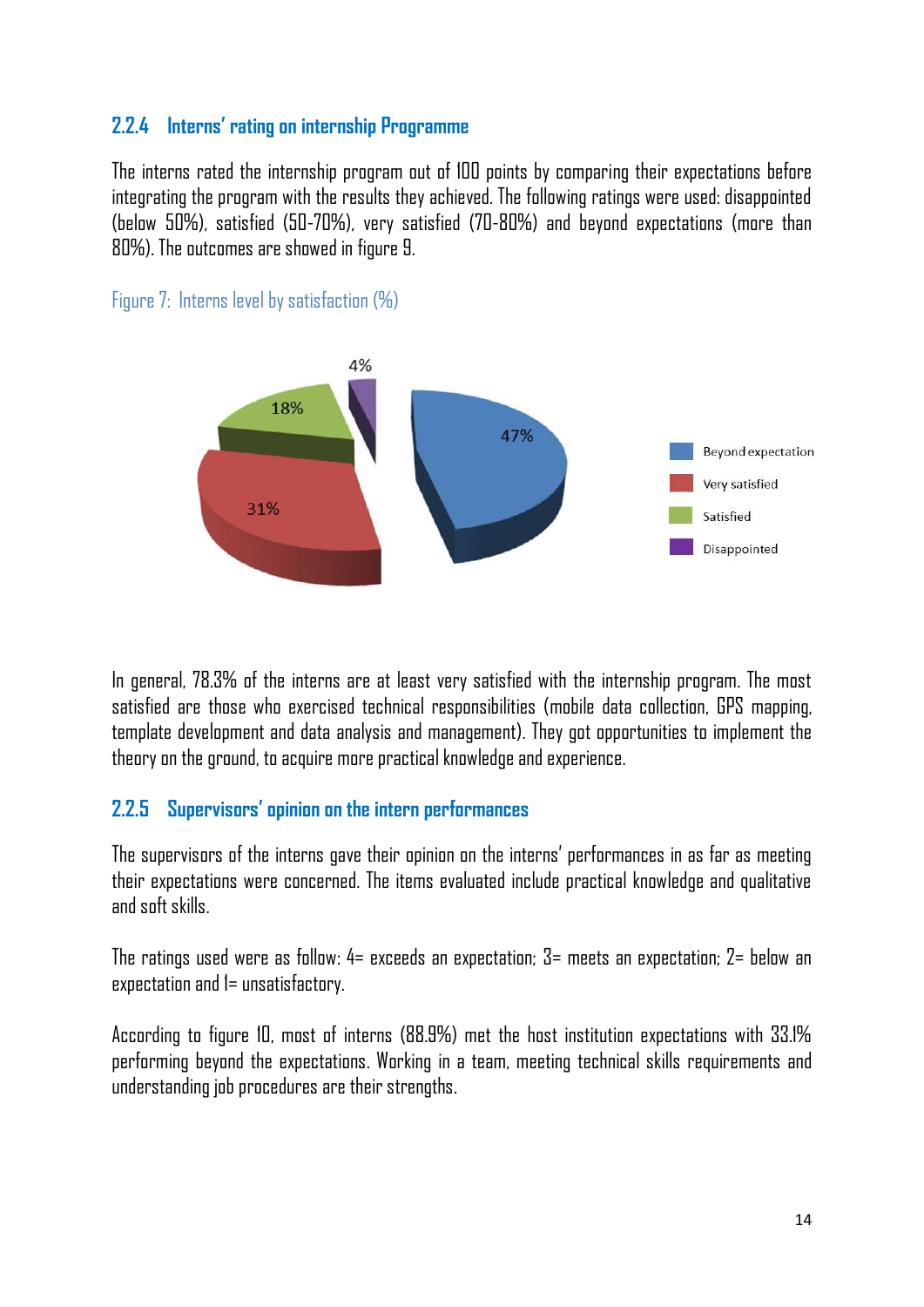### 2.2.4 Interns' rating on internship Programme

The interns rated the internship program out of 100 points by comparing their expectations before integrating the program with the results they achieved. The following ratings were used: disappointed (below 50%), satisfied (50-70%), very satisfied (70-80%) and beyond expectations (more than 80%). The outcomes are showed in figure 9.

Figure 7: Interns level by satisfaction (%)

In general, 78.3% of the interns are at least very satisfied with the internship program. The most satisfied are those who exercised technical responsibilities (mobile data collection, GPS mapping, template development and data analysis and management). They got opportunities to implement the theory on the ground, to acquire more practical knowledge and experience.

### 2.2.5 Supervisors' opinion on the intern performances

The supervisors of the interns gave their opinion on the interns' performances in as far as meeting their expectations were concerned. The items evaluated include practical knowledge and qualitative and soft skills.

The ratings used were as follow: 4= exceeds an expectation; 3= meets an expectation; 2= below an expectation and 1= unsatisfactory.

According to figure 10, most of interns (88.9%) met the host institution expectations with 33.1% performing beyond the expectations. Working in a team, meeting technical skills requirements and understanding job procedures are their strengths.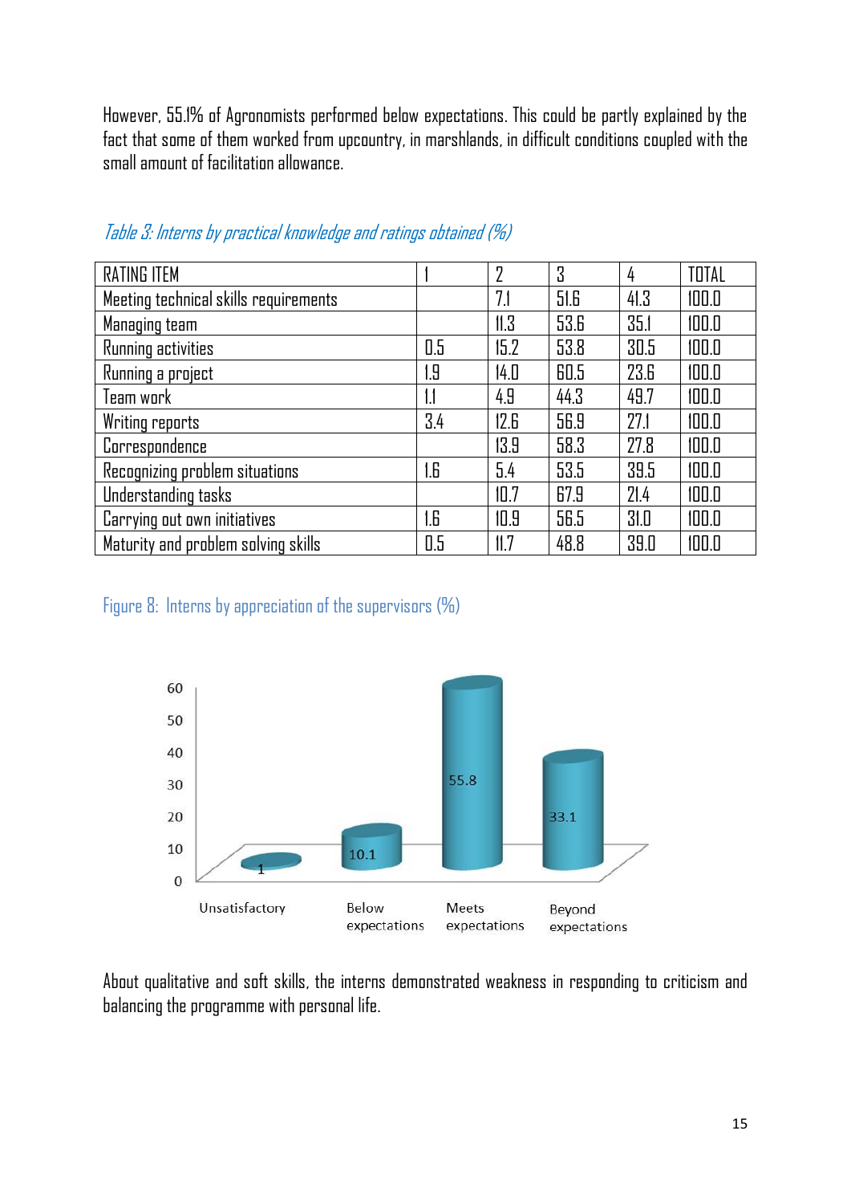However, 55.1% of Agronomists performed below expectations. This could be partly explained by the fact that some of them worked from upcountry, in marshlands, in difficult conditions coupled with the small amount of facilitation allowance.

*Table 3: Interns by practical knowledge and ratings obtained (%)*

| RATING ITEM | 1 | 2 | 3 | 4 | TOTAL |
|---|---|---|---|---|---|
| Meeting technical skills requirements | | 7.1 | 51.6 | 41.3 | 100.0 |
| Managing team | | 11.3 | 53.6 | 35.1 | 100.0 |
| Running activities | 0.5 | 15.2 | 53.8 | 30.5 | 100.0 |
| Running a project | 1.9 | 14.0 | 60.5 | 23.6 | 100.0 |
| Team work | 1.1 | 4.9 | 44.3 | 49.7 | 100.0 |
| Writing reports | 3.4 | 12.6 | 56.9 | 27.1 | 100.0 |
| Correspondence | | 13.9 | 58.3 | 27.8 | 100.0 |
| Recognizing problem situations | 1.6 | 5.4 | 53.5 | 39.5 | 100.0 |
| Understanding tasks | | 10.7 | 67.9 | 21.4 | 100.0 |
| Carrying out own initiatives | 1.6 | 10.9 | 56.5 | 31.0 | 100.0 |
| Maturity and problem solving skills | 0.5 | 11.7 | 48.8 | 39.0 | 100.0 |

Figure 8: Interns by appreciation of the supervisors (%)

About qualitative and soft skills, the interns demonstrated weakness in responding to criticism and balancing the programme with personal life.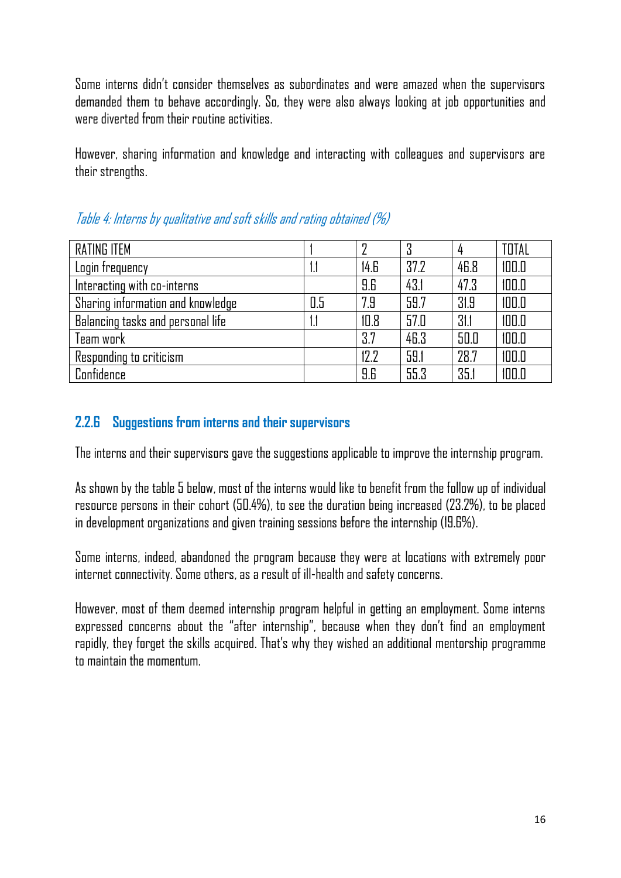Some interns didn't consider themselves as subordinates and were amazed when the supervisors demanded them to behave accordingly. So, they were also always looking at job opportunities and were diverted from their routine activities.

However, sharing information and knowledge and interacting with colleagues and supervisors are their strengths.

*Table 4: Interns by qualitative and soft skills and rating obtained (%)*

| RATING ITEM | 1 | 2 | 3 | 4 | TOTAL |
|---|---|---|---|---|---|
| Login frequency | 1.1 | 14.6 | 37.2 | 46.8 | 100.0 |
| Interacting with co-interns | | 9.6 | 43.1 | 47.3 | 100.0 |
| Sharing information and knowledge | 0.5 | 7.9 | 59.7 | 31.9 | 100.0 |
| Balancing tasks and personal life | 1.1 | 10.8 | 57.0 | 31.1 | 100.0 |
| Team work | | 3.7 | 46.3 | 50.0 | 100.0 |
| Responding to criticism | | 12.2 | 59.1 | 28.7 | 100.0 |
| Confidence | | 9.6 | 55.3 | 35.1 | 100.0 |

### 2.2.6 Suggestions from interns and their supervisors

The interns and their supervisors gave the suggestions applicable to improve the internship program.

As shown by the table 5 below, most of the interns would like to benefit from the follow up of individual resource persons in their cohort (50.4%), to see the duration being increased (23.2%), to be placed in development organizations and given training sessions before the internship (19.6%).

Some interns, indeed, abandoned the program because they were at locations with extremely poor internet connectivity. Some others, as a result of ill-health and safety concerns.

However, most of them deemed internship program helpful in getting an employment. Some interns expressed concerns about the "after internship", because when they don't find an employment rapidly, they forget the skills acquired. That's why they wished an additional mentorship programme to maintain the momentum.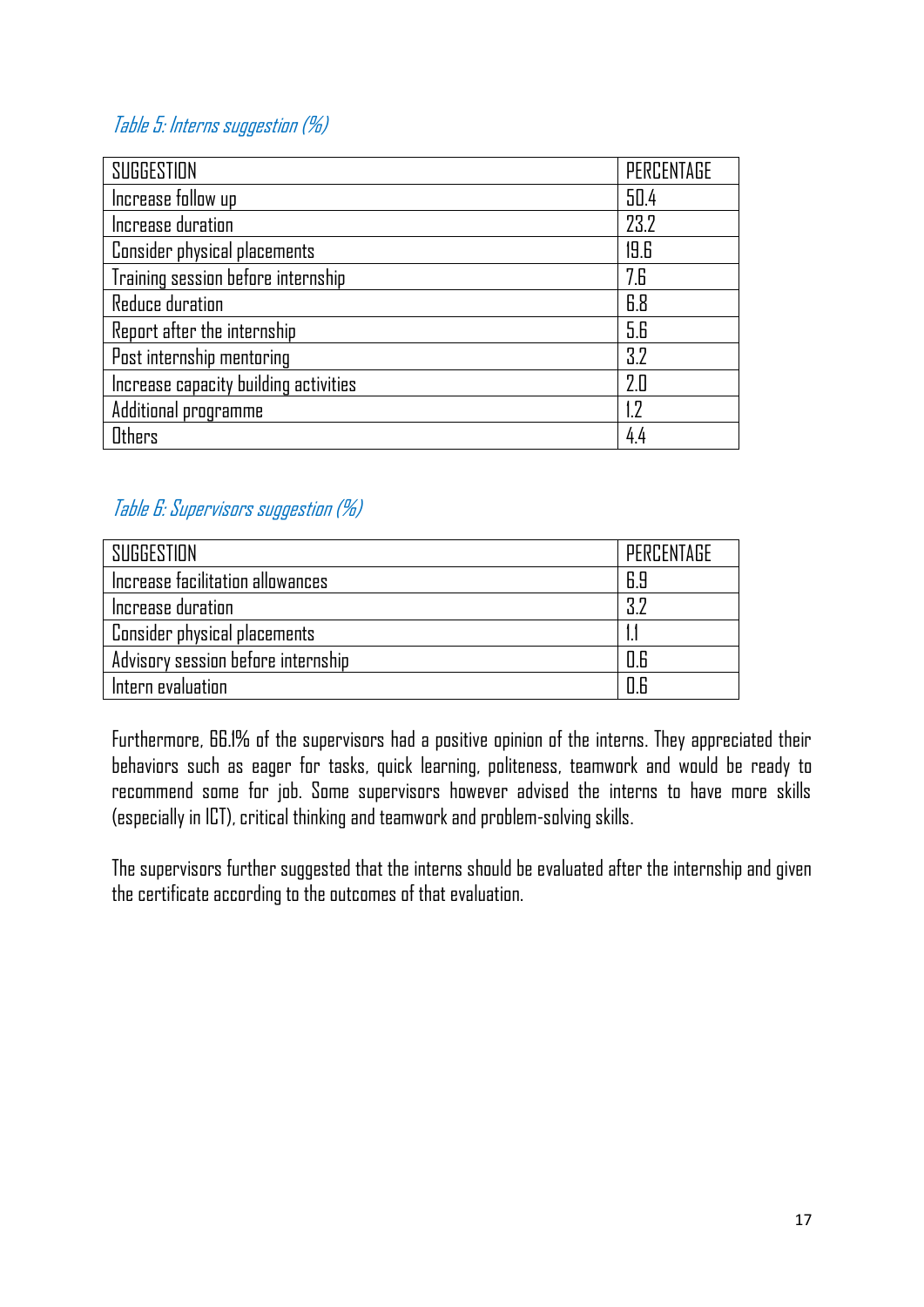*Table 5: Interns suggestion (%)*

| SUGGESTION | PERCENTAGE |
|---|---|
| Increase follow up | 50.4 |
| Increase duration | 23.2 |
| Consider physical placements | 19.6 |
| Training session before internship | 7.6 |
| Reduce duration | 6.8 |
| Report after the internship | 5.6 |
| Post internship mentoring | 3.2 |
| Increase capacity building activities | 2.0 |
| Additional programme | 1.2 |
| Others | 4.4 |

*Table 6: Supervisors suggestion (%)*

| SUGGESTION | PERCENTAGE |
|---|---|
| Increase facilitation allowances | 6.9 |
| Increase duration | 3.2 |
| Consider physical placements | 1.1 |
| Advisory session before internship | 0.6 |
| Intern evaluation | 0.6 |

Furthermore, 66.1% of the supervisors had a positive opinion of the interns. They appreciated their behaviors such as eager for tasks, quick learning, politeness, teamwork and would be ready to recommend some for job. Some supervisors however advised the interns to have more skills (especially in ICT), critical thinking and teamwork and problem-solving skills.

The supervisors further suggested that the interns should be evaluated after the internship and given the certificate according to the outcomes of that evaluation.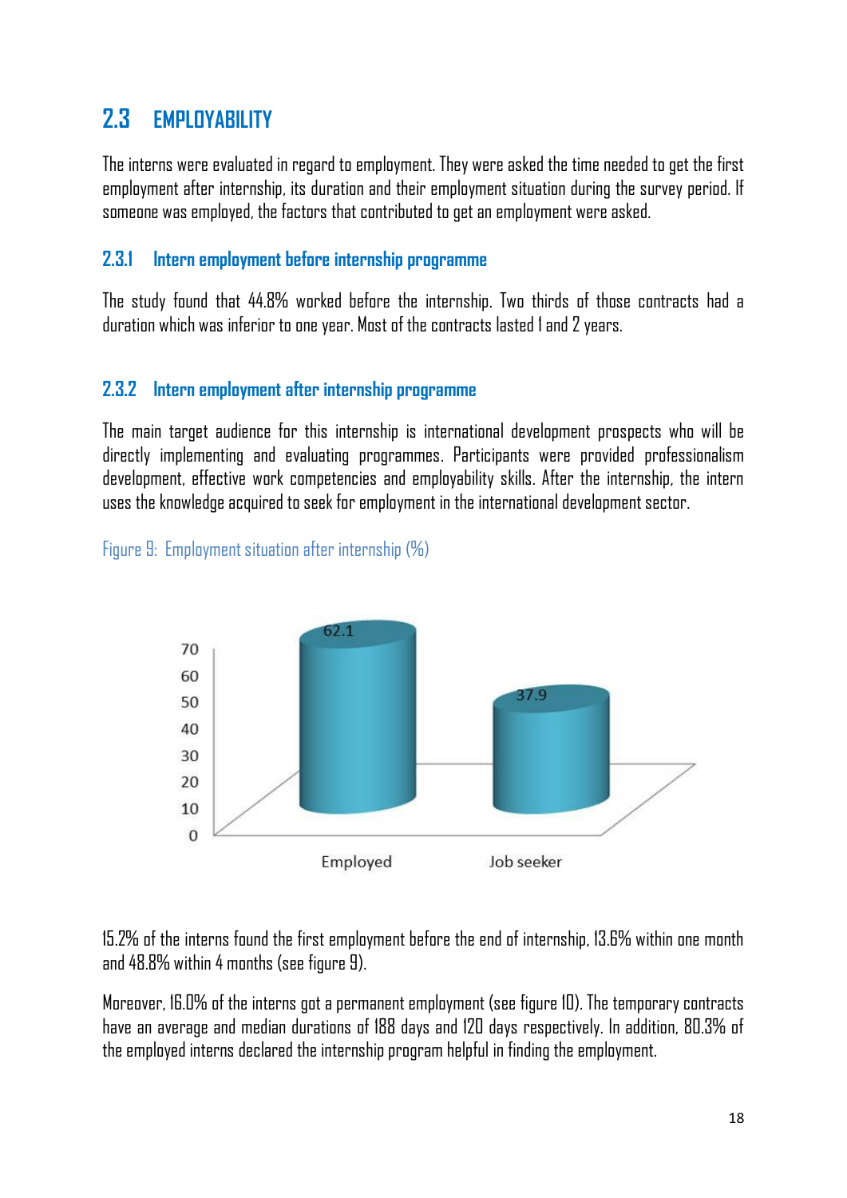## 2.3 EMPLOYABILITY

The interns were evaluated in regard to employment. They were asked the time needed to get the first employment after internship, its duration and their employment situation during the survey period. If someone was employed, the factors that contributed to get an employment were asked.

### 2.3.1 Intern employment before internship programme

The study found that 44.8% worked before the internship. Two thirds of those contracts had a duration which was inferior to one year. Most of the contracts lasted 1 and 2 years.

### 2.3.2 Intern employment after internship programme

The main target audience for this internship is international development prospects who will be directly implementing and evaluating programmes. Participants were provided professionalism development, effective work competencies and employability skills. After the internship, the intern uses the knowledge acquired to seek for employment in the international development sector.

Figure 9: Employment situation after internship (%)

| | Employed | Job seeker |
|---|---|---|
| % | 62.1 | 37.9 |

15.2% of the interns found the first employment before the end of internship, 13.6% within one month and 48.8% within 4 months (see figure 9).

Moreover, 16.0% of the interns got a permanent employment (see figure 10). The temporary contracts have an average and median durations of 188 days and 120 days respectively. In addition, 80.3% of the employed interns declared the internship program helpful in finding the employment.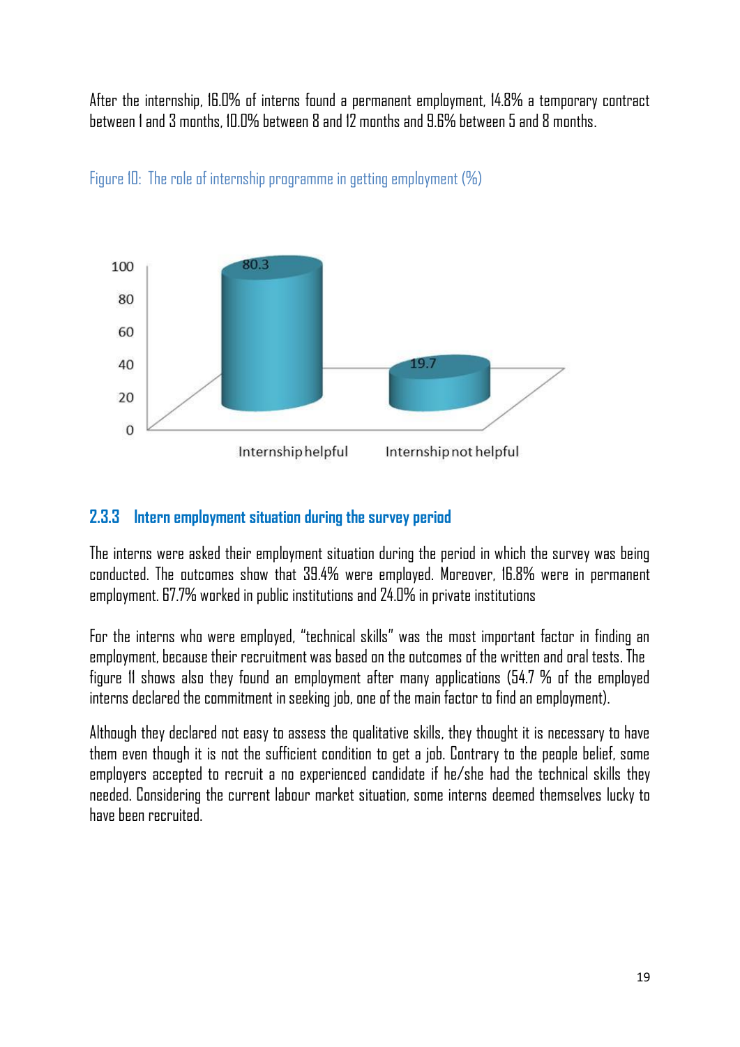After the internship, 16.0% of interns found a permanent employment, 14.8% a temporary contract between 1 and 3 months, 10.0% between 8 and 12 months and 9.6% between 5 and 8 months.

Figure 10: The role of internship programme in getting employment (%)

| | Internship helpful | Internship not helpful |
|---|---|---|
| % | 80.3 | 19.7 |

### 2.3.3 Intern employment situation during the survey period

The interns were asked their employment situation during the period in which the survey was being conducted. The outcomes show that 39.4% were employed. Moreover, 16.8% were in permanent employment. 67.7% worked in public institutions and 24.0% in private institutions

For the interns who were employed, "technical skills" was the most important factor in finding an employment, because their recruitment was based on the outcomes of the written and oral tests. The figure 11 shows also they found an employment after many applications (54.7 % of the employed interns declared the commitment in seeking job, one of the main factor to find an employment).

Although they declared not easy to assess the qualitative skills, they thought it is necessary to have them even though it is not the sufficient condition to get a job. Contrary to the people belief, some employers accepted to recruit a no experienced candidate if he/she had the technical skills they needed. Considering the current labour market situation, some interns deemed themselves lucky to have been recruited.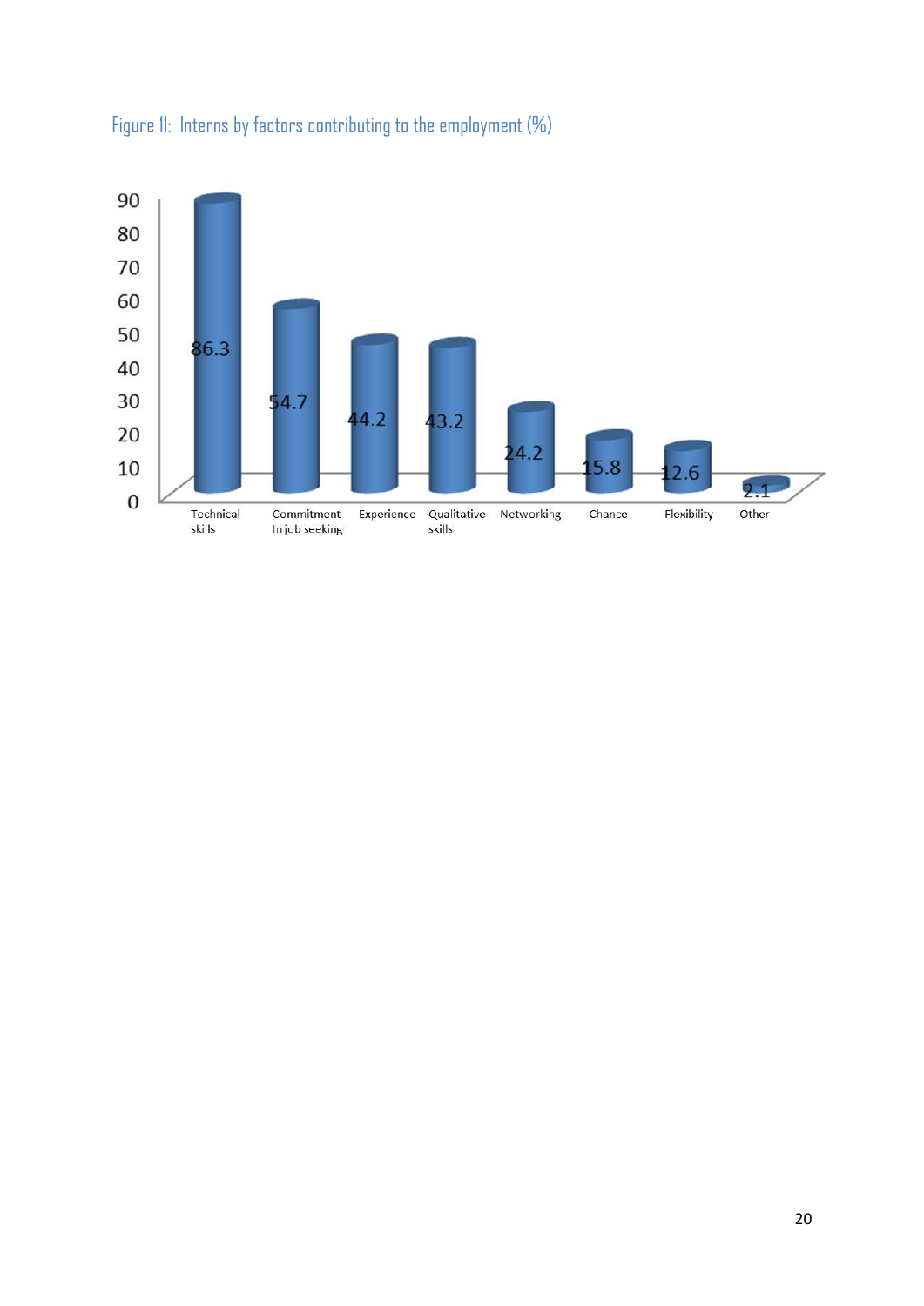Figure 11: Interns by factors contributing to the employment (%)

| Factor | % |
| --- | --- |
| Technical skills | 86.3 |
| Commitment In job seeking | 54.7 |
| Experience | 44.2 |
| Qualitative skills | 43.2 |
| Networking | 24.2 |
| Chance | 15.8 |
| Flexibility | 12.6 |
| Other | 2.1 |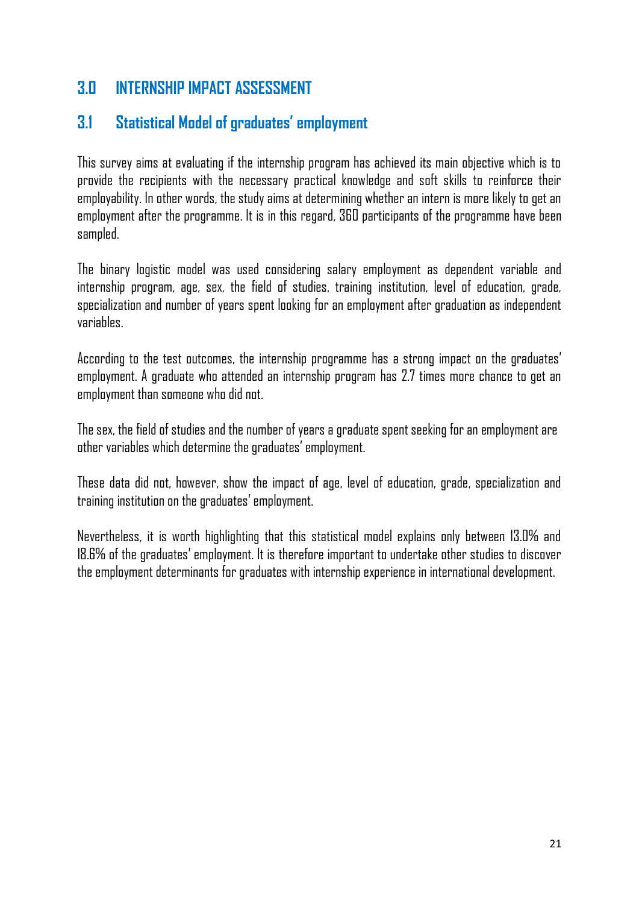## 3.0 INTERNSHIP IMPACT ASSESSMENT

### 3.1 Statistical Model of graduates' employment

This survey aims at evaluating if the internship program has achieved its main objective which is to provide the recipients with the necessary practical knowledge and soft skills to reinforce their employability. In other words, the study aims at determining whether an intern is more likely to get an employment after the programme. It is in this regard, 360 participants of the programme have been sampled.

The binary logistic model was used considering salary employment as dependent variable and internship program, age, sex, the field of studies, training institution, level of education, grade, specialization and number of years spent looking for an employment after graduation as independent variables.

According to the test outcomes, the internship programme has a strong impact on the graduates' employment. A graduate who attended an internship program has 2.7 times more chance to get an employment than someone who did not.

The sex, the field of studies and the number of years a graduate spent seeking for an employment are other variables which determine the graduates' employment.

These data did not, however, show the impact of age, level of education, grade, specialization and training institution on the graduates' employment.

Nevertheless, it is worth highlighting that this statistical model explains only between 13.0% and 18.6% of the graduates' employment. It is therefore important to undertake other studies to discover the employment determinants for graduates with internship experience in international development.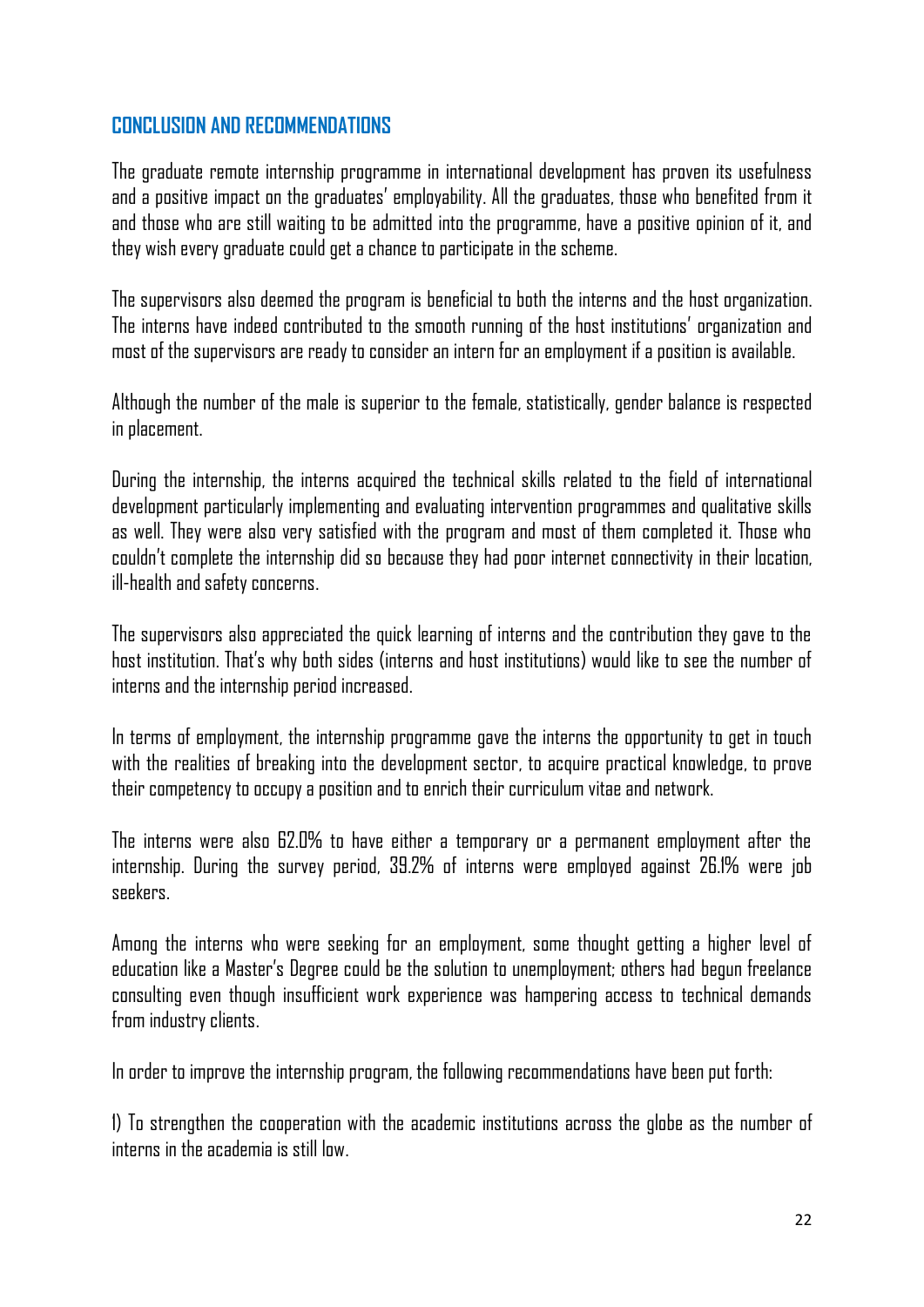## CONCLUSION AND RECOMMENDATIONS

The graduate remote internship programme in international development has proven its usefulness and a positive impact on the graduates' employability. All the graduates, those who benefited from it and those who are still waiting to be admitted into the programme, have a positive opinion of it, and they wish every graduate could get a chance to participate in the scheme.

The supervisors also deemed the program is beneficial to both the interns and the host organization. The interns have indeed contributed to the smooth running of the host institutions' organization and most of the supervisors are ready to consider an intern for an employment if a position is available.

Although the number of the male is superior to the female, statistically, gender balance is respected in placement.

During the internship, the interns acquired the technical skills related to the field of international development particularly implementing and evaluating intervention programmes and qualitative skills as well. They were also very satisfied with the program and most of them completed it. Those who couldn't complete the internship did so because they had poor internet connectivity in their location, ill-health and safety concerns.

The supervisors also appreciated the quick learning of interns and the contribution they gave to the host institution. That's why both sides (interns and host institutions) would like to see the number of interns and the internship period increased.

In terms of employment, the internship programme gave the interns the opportunity to get in touch with the realities of breaking into the development sector, to acquire practical knowledge, to prove their competency to occupy a position and to enrich their curriculum vitae and network.

The interns were also 62.0% to have either a temporary or a permanent employment after the internship. During the survey period, 39.2% of interns were employed against 26.1% were job seekers.

Among the interns who were seeking for an employment, some thought getting a higher level of education like a Master's Degree could be the solution to unemployment; others had begun freelance consulting even though insufficient work experience was hampering access to technical demands from industry clients.

In order to improve the internship program, the following recommendations have been put forth:

1) To strengthen the cooperation with the academic institutions across the globe as the number of interns in the academia is still low.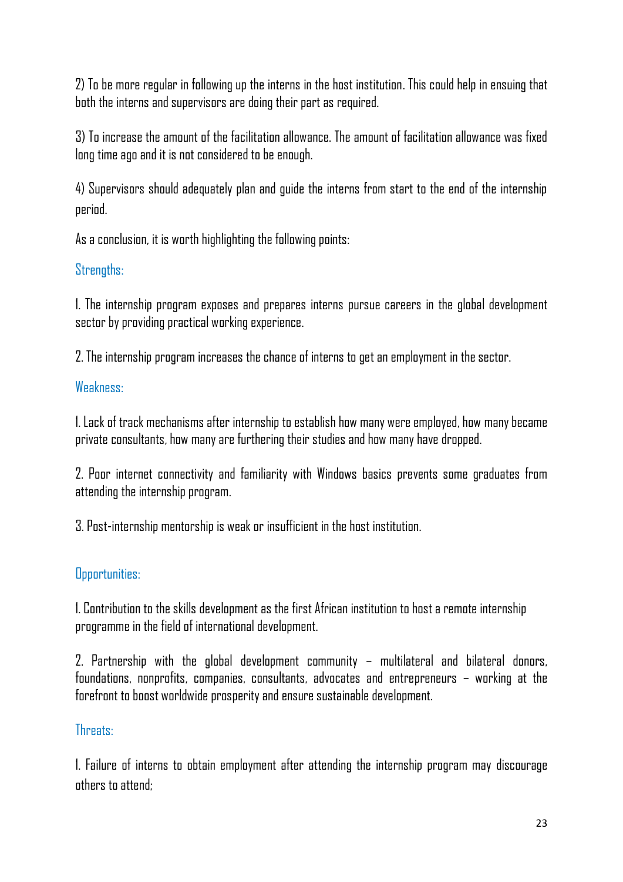2) To be more regular in following up the interns in the host institution. This could help in ensuing that both the interns and supervisors are doing their part as required.

3) To increase the amount of the facilitation allowance. The amount of facilitation allowance was fixed long time ago and it is not considered to be enough.

4) Supervisors should adequately plan and guide the interns from start to the end of the internship period.

As a conclusion, it is worth highlighting the following points:

### Strengths:

1. The internship program exposes and prepares interns pursue careers in the global development sector by providing practical working experience.

2. The internship program increases the chance of interns to get an employment in the sector.

### Weakness:

1. Lack of track mechanisms after internship to establish how many were employed, how many became private consultants, how many are furthering their studies and how many have dropped.

2. Poor internet connectivity and familiarity with Windows basics prevents some graduates from attending the internship program.

3. Post-internship mentorship is weak or insufficient in the host institution.

### Opportunities:

1. Contribution to the skills development as the first African institution to host a remote internship programme in the field of international development.

2. Partnership with the global development community – multilateral and bilateral donors, foundations, nonprofits, companies, consultants, advocates and entrepreneurs – working at the forefront to boost worldwide prosperity and ensure sustainable development.

### Threats:

1. Failure of interns to obtain employment after attending the internship program may discourage others to attend;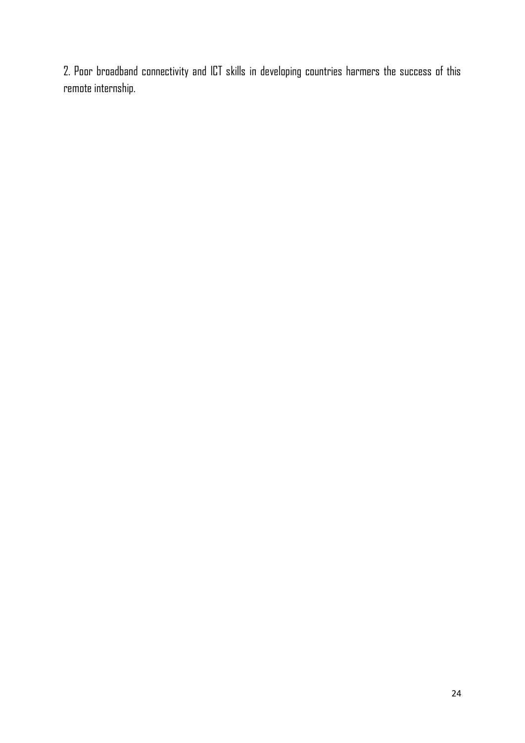2. Poor broadband connectivity and ICT skills in developing countries harmers the success of this remote internship.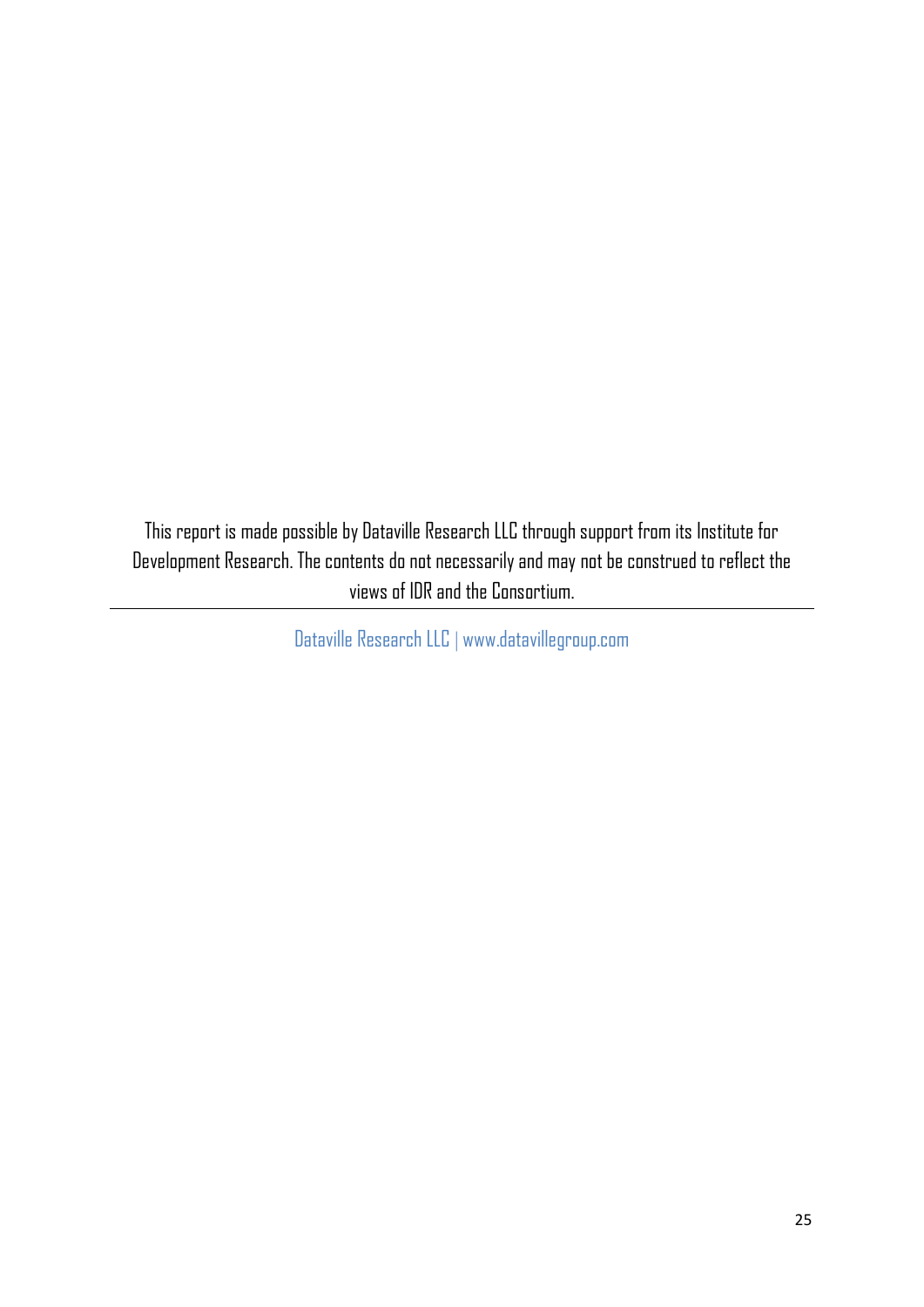This report is made possible by Dataville Research LLC through support from its Institute for Development Research. The contents do not necessarily and may not be construed to reflect the views of IDR and the Consortium.

---

Dataville Research LLC | www.datavillegroup.com